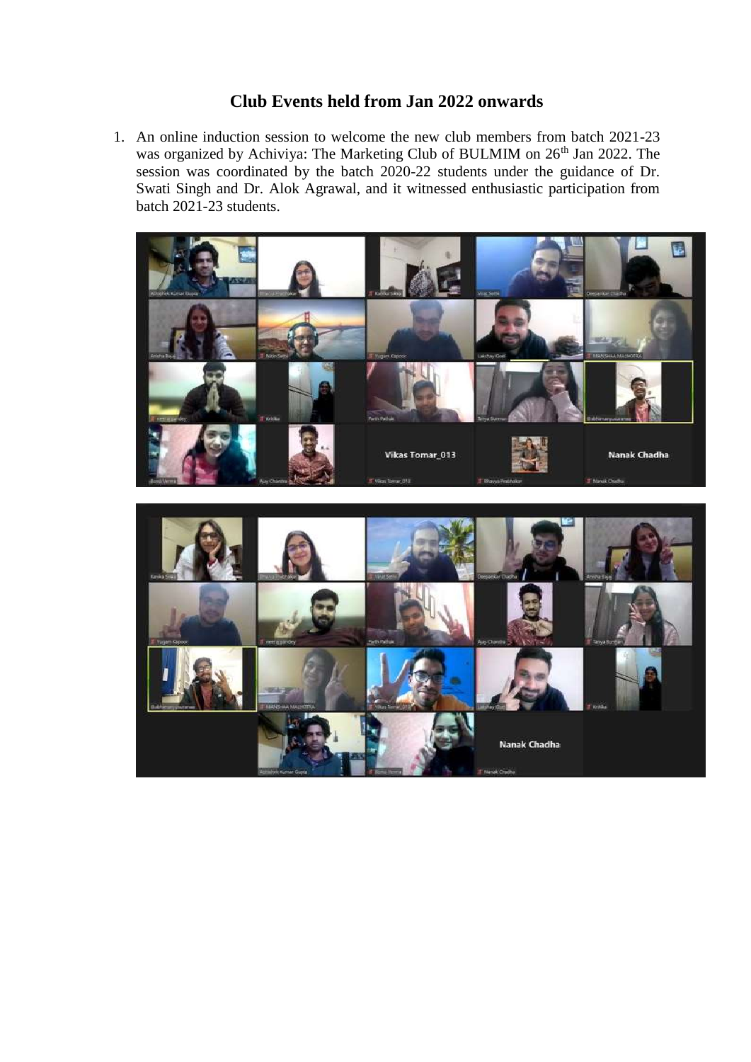## Club Events held from Jan 2022 onwards

1. An online induction session to welcome the new club members from batch 2021-23 was organized by Achiviya: The Marketing Club of BULMIM on 26th Jan 2022. The session was coordinated by the batch 2020-22 students under the guidance of Dr. Swati Singh and Dr. Alok Agrawal, and it witnessed enthusiastic participation from batch 2021-23 students.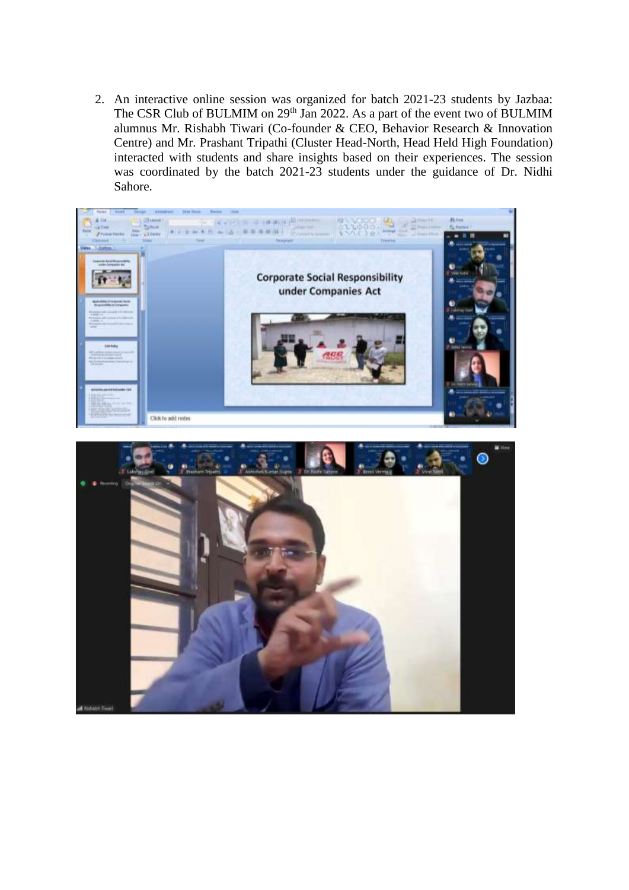2. An interactive online session was organized for batch 2021-23 students by Jazbaa: The CSR Club of BULMIM on 29th Jan 2022. As a part of the event two of BULMIM alumnus Mr. Rishabh Tiwari (Co-founder & CEO, Behavior Research & Innovation Centre) and Mr. Prashant Tripathi (Cluster Head-North, Head Held High Foundation) interacted with students and share insights based on their experiences. The session was coordinated by the batch 2021-23 students under the guidance of Dr. Nidhi Sahore.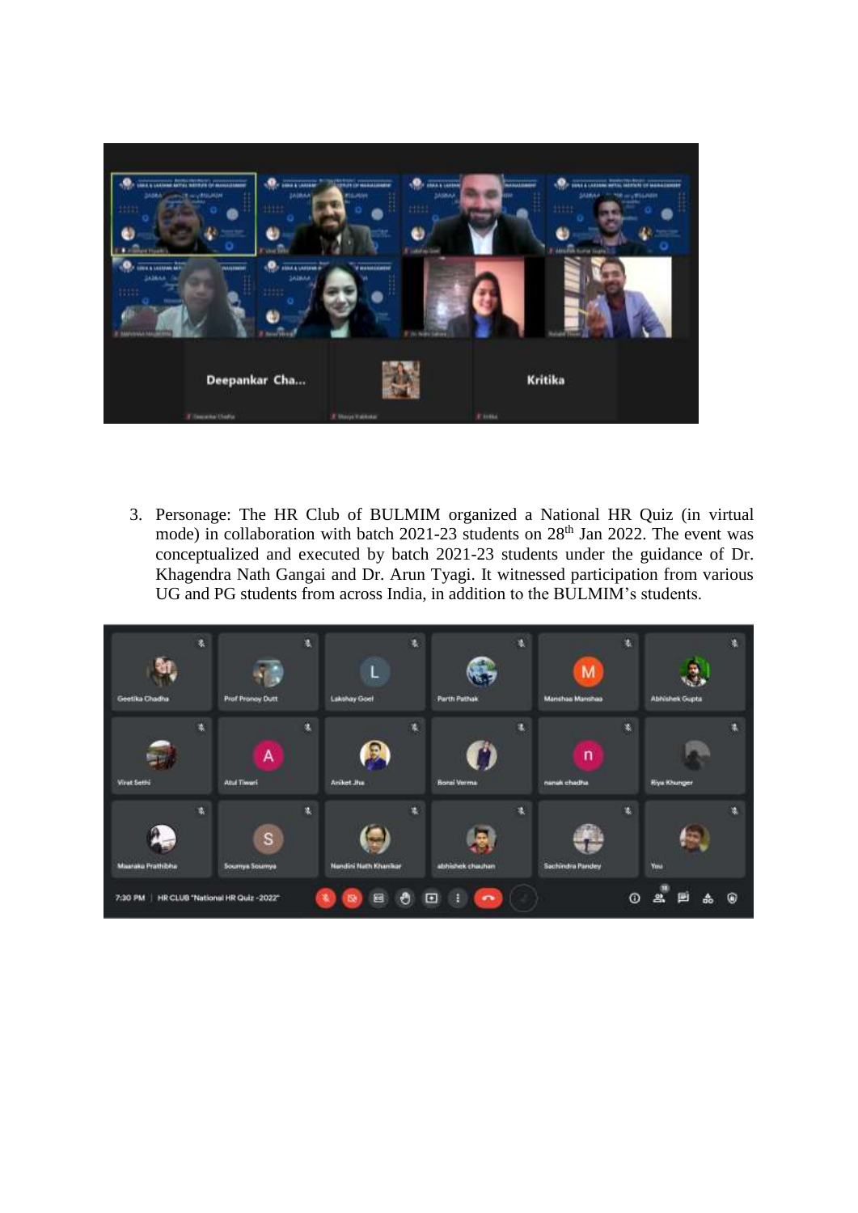3. Personage: The HR Club of BULMIM organized a National HR Quiz (in virtual mode) in collaboration with batch 2021-23 students on 28th Jan 2022. The event was conceptualized and executed by batch 2021-23 students under the guidance of Dr. Khagendra Nath Gangai and Dr. Arun Tyagi. It witnessed participation from various UG and PG students from across India, in addition to the BULMIM's students.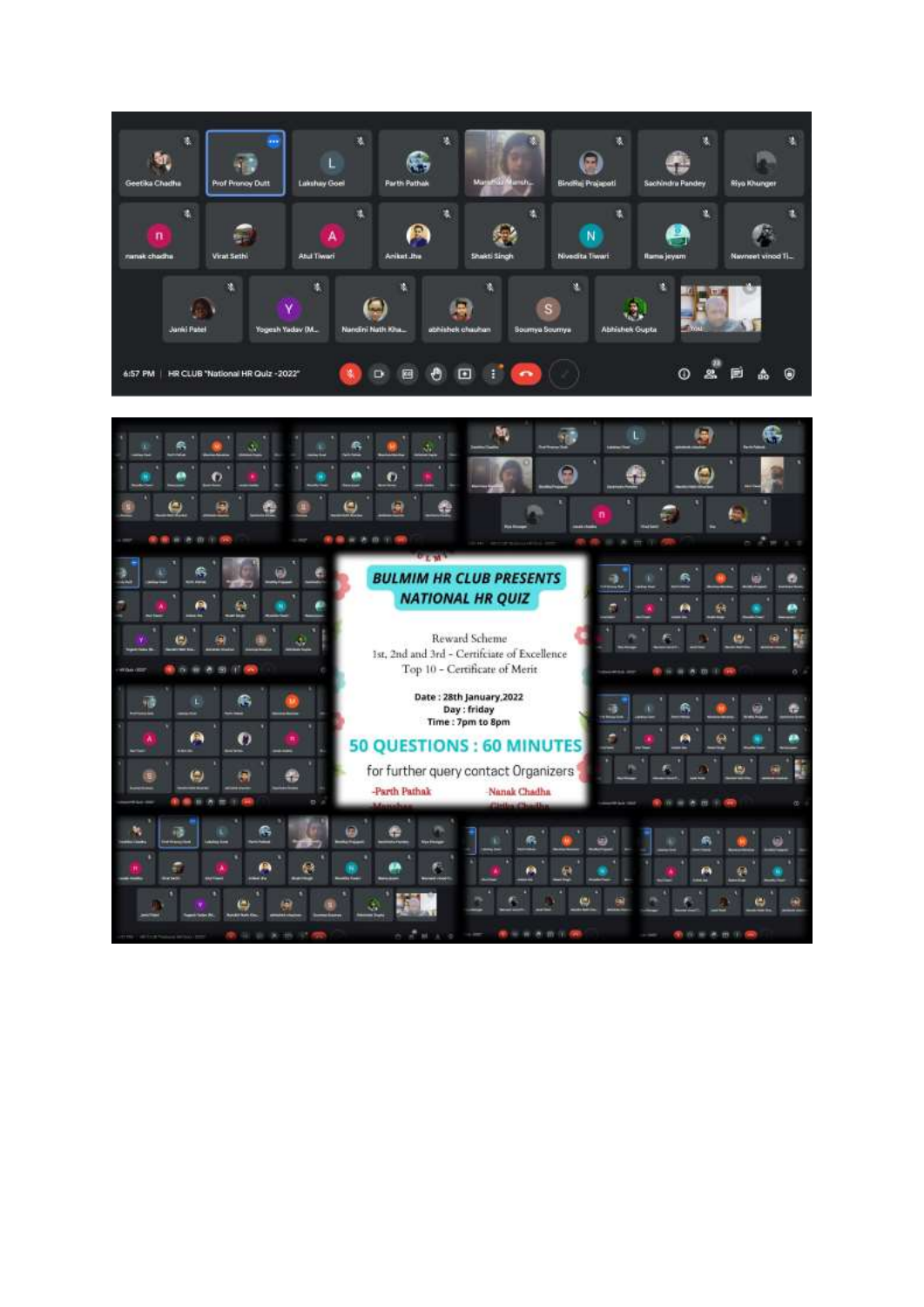6:57 PM | HR CLUB "National HR Quiz -2022"

Geetika Chadha, Prof Pranoy Dutt, Lakshay Goel, Parth Pathak, Manshaz Mansh..., BindRaj Prajapati, Sachindra Pandey, Riya Khunger, nanak chadha, Virat Sethi, Atul Tiwari, Aniket Jha, Shakti Singh, Nivedita Tiwari, Rama jeyam, Navneet vinod Ti..., Janki Patel, Yogesh Yadav (M..., Nandini Nath Kha..., abhishek chauhan, Soumya Soumya, Abhishek Gupta, You

**BULMIM HR CLUB PRESENTS**
**NATIONAL HR QUIZ**

Reward Scheme
1st, 2nd and 3rd - Certifciate of Excellence
Top 10 - Certificate of Merit

Date : 28th January,2022
Day : friday
Time : 7pm to 8pm

**50 QUESTIONS : 60 MINUTES**

for further query contact Organizers
-Parth Pathak
-Nanak Chadha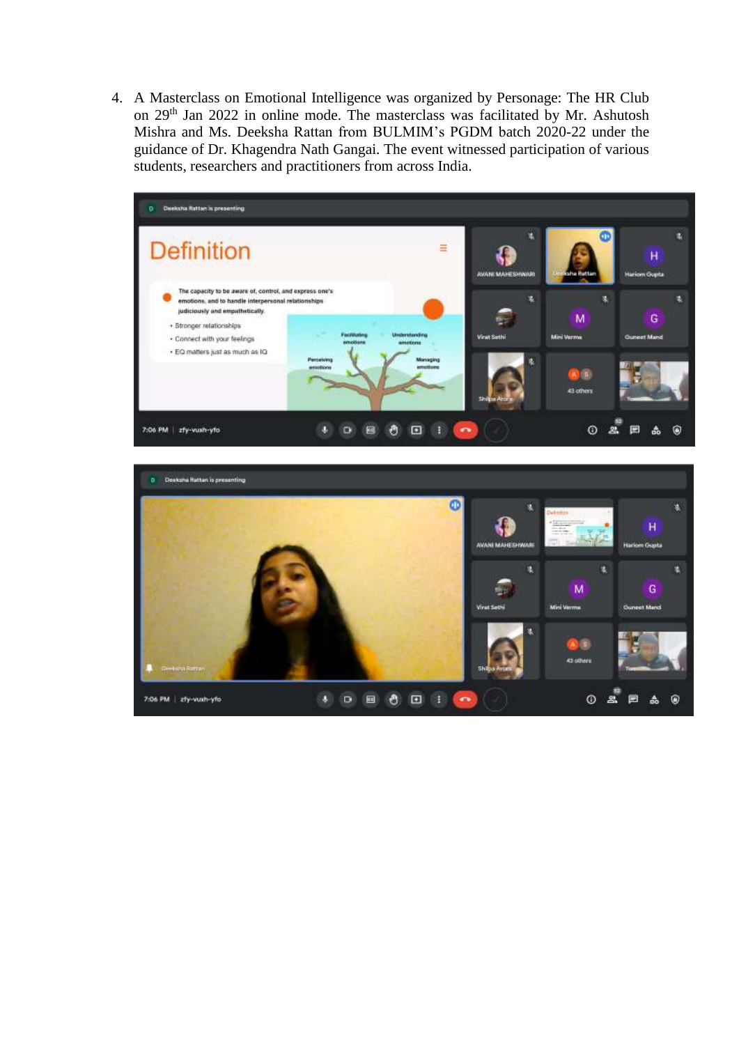4. A Masterclass on Emotional Intelligence was organized by Personage: The HR Club on 29th Jan 2022 in online mode. The masterclass was facilitated by Mr. Ashutosh Mishra and Ms. Deeksha Rattan from BULMIM's PGDM batch 2020-22 under the guidance of Dr. Khagendra Nath Gangai. The event witnessed participation of various students, researchers and practitioners from across India.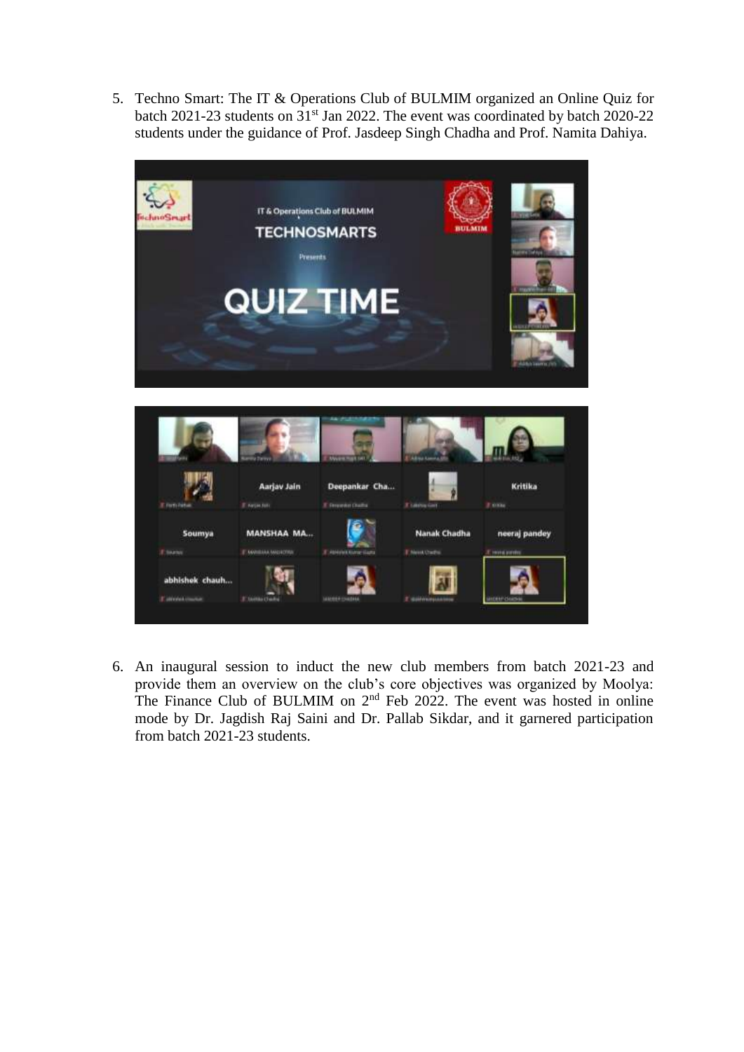5. Techno Smart: The IT & Operations Club of BULMIM organized an Online Quiz for batch 2021-23 students on 31st Jan 2022. The event was coordinated by batch 2020-22 students under the guidance of Prof. Jasdeep Singh Chadha and Prof. Namita Dahiya.

6. An inaugural session to induct the new club members from batch 2021-23 and provide them an overview on the club's core objectives was organized by Moolya: The Finance Club of BULMIM on 2nd Feb 2022. The event was hosted in online mode by Dr. Jagdish Raj Saini and Dr. Pallab Sikdar, and it garnered participation from batch 2021-23 students.